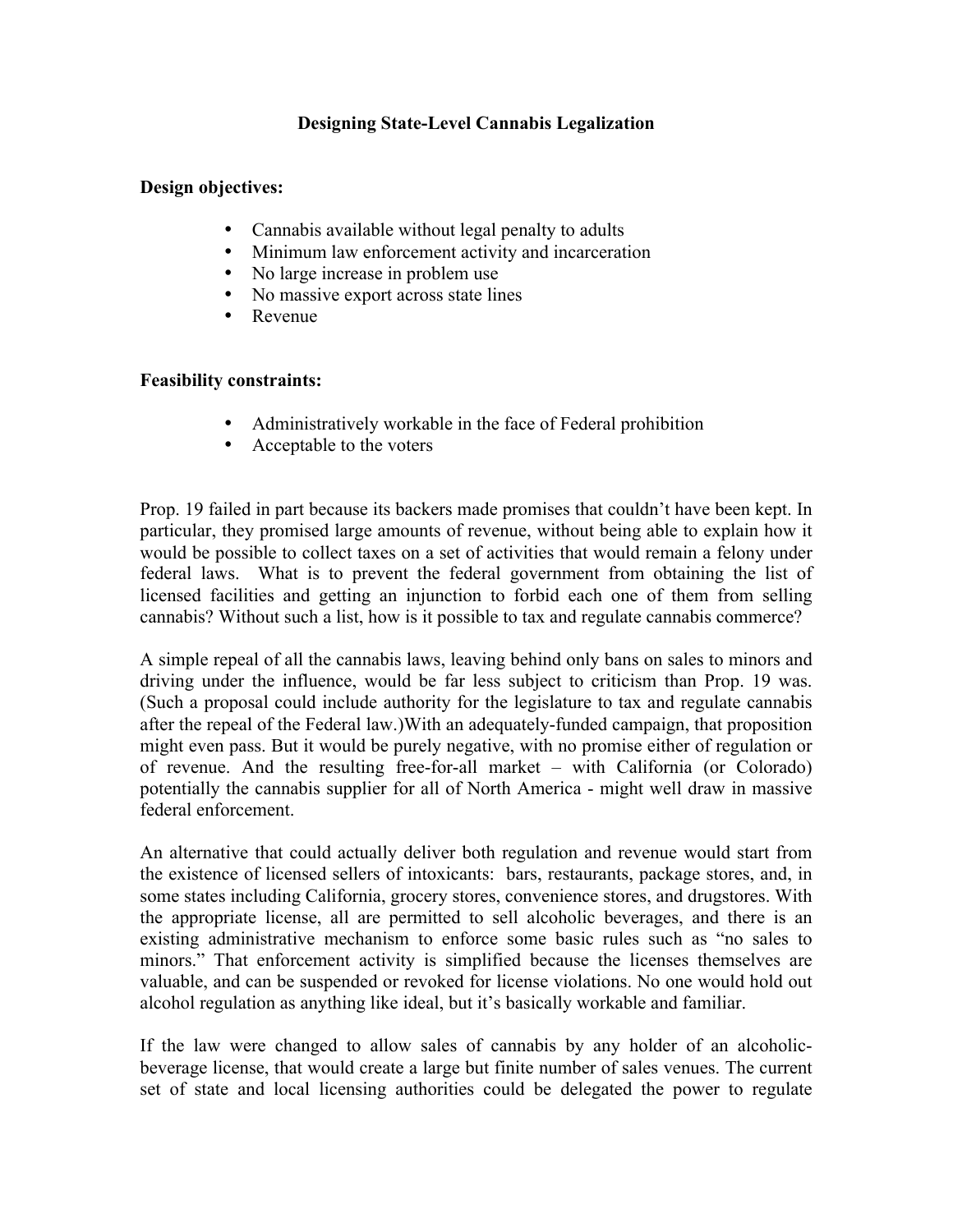# Designing State-Level Cannabis Legalization

**Design objectives:**

- Cannabis available without legal penalty to adults
- Minimum law enforcement activity and incarceration
- No large increase in problem use
- No massive export across state lines
- Revenue

**Feasibility constraints:**

- Administratively workable in the face of Federal prohibition
- Acceptable to the voters

Prop. 19 failed in part because its backers made promises that couldn't have been kept. In particular, they promised large amounts of revenue, without being able to explain how it would be possible to collect taxes on a set of activities that would remain a felony under federal laws. What is to prevent the federal government from obtaining the list of licensed facilities and getting an injunction to forbid each one of them from selling cannabis? Without such a list, how is it possible to tax and regulate cannabis commerce?

A simple repeal of all the cannabis laws, leaving behind only bans on sales to minors and driving under the influence, would be far less subject to criticism than Prop. 19 was. (Such a proposal could include authority for the legislature to tax and regulate cannabis after the repeal of the Federal law.)With an adequately-funded campaign, that proposition might even pass. But it would be purely negative, with no promise either of regulation or of revenue. And the resulting free-for-all market – with California (or Colorado) potentially the cannabis supplier for all of North America - might well draw in massive federal enforcement.

An alternative that could actually deliver both regulation and revenue would start from the existence of licensed sellers of intoxicants: bars, restaurants, package stores, and, in some states including California, grocery stores, convenience stores, and drugstores. With the appropriate license, all are permitted to sell alcoholic beverages, and there is an existing administrative mechanism to enforce some basic rules such as "no sales to minors." That enforcement activity is simplified because the licenses themselves are valuable, and can be suspended or revoked for license violations. No one would hold out alcohol regulation as anything like ideal, but it's basically workable and familiar.

If the law were changed to allow sales of cannabis by any holder of an alcoholic-beverage license, that would create a large but finite number of sales venues. The current set of state and local licensing authorities could be delegated the power to regulate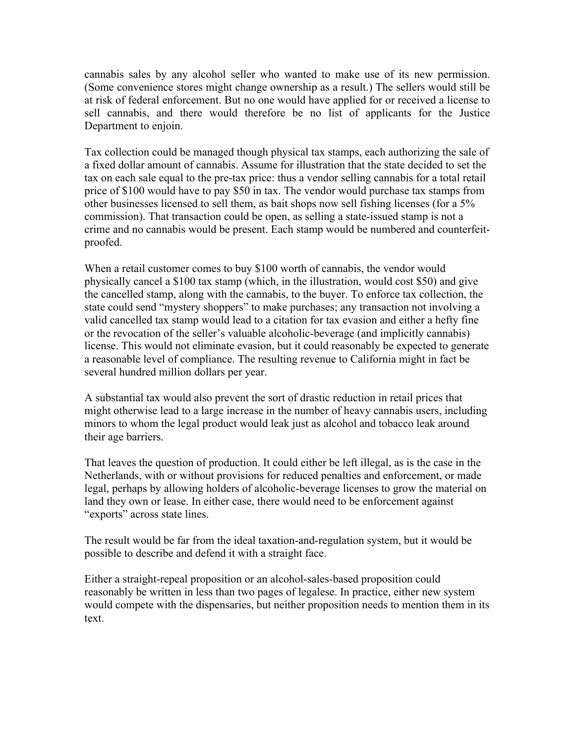cannabis sales by any alcohol seller who wanted to make use of its new permission. (Some convenience stores might change ownership as a result.) The sellers would still be at risk of federal enforcement. But no one would have applied for or received a license to sell cannabis, and there would therefore be no list of applicants for the Justice Department to enjoin.

Tax collection could be managed though physical tax stamps, each authorizing the sale of a fixed dollar amount of cannabis. Assume for illustration that the state decided to set the tax on each sale equal to the pre-tax price: thus a vendor selling cannabis for a total retail price of $100 would have to pay $50 in tax. The vendor would purchase tax stamps from other businesses licensed to sell them, as bait shops now sell fishing licenses (for a 5% commission). That transaction could be open, as selling a state-issued stamp is not a crime and no cannabis would be present. Each stamp would be numbered and counterfeit-proofed.

When a retail customer comes to buy $100 worth of cannabis, the vendor would physically cancel a $100 tax stamp (which, in the illustration, would cost $50) and give the cancelled stamp, along with the cannabis, to the buyer. To enforce tax collection, the state could send "mystery shoppers" to make purchases; any transaction not involving a valid cancelled tax stamp would lead to a citation for tax evasion and either a hefty fine or the revocation of the seller's valuable alcoholic-beverage (and implicitly cannabis) license. This would not eliminate evasion, but it could reasonably be expected to generate a reasonable level of compliance. The resulting revenue to California might in fact be several hundred million dollars per year.

A substantial tax would also prevent the sort of drastic reduction in retail prices that might otherwise lead to a large increase in the number of heavy cannabis users, including minors to whom the legal product would leak just as alcohol and tobacco leak around their age barriers.

That leaves the question of production. It could either be left illegal, as is the case in the Netherlands, with or without provisions for reduced penalties and enforcement, or made legal, perhaps by allowing holders of alcoholic-beverage licenses to grow the material on land they own or lease. In either case, there would need to be enforcement against "exports" across state lines.

The result would be far from the ideal taxation-and-regulation system, but it would be possible to describe and defend it with a straight face.

Either a straight-repeal proposition or an alcohol-sales-based proposition could reasonably be written in less than two pages of legalese. In practice, either new system would compete with the dispensaries, but neither proposition needs to mention them in its text.